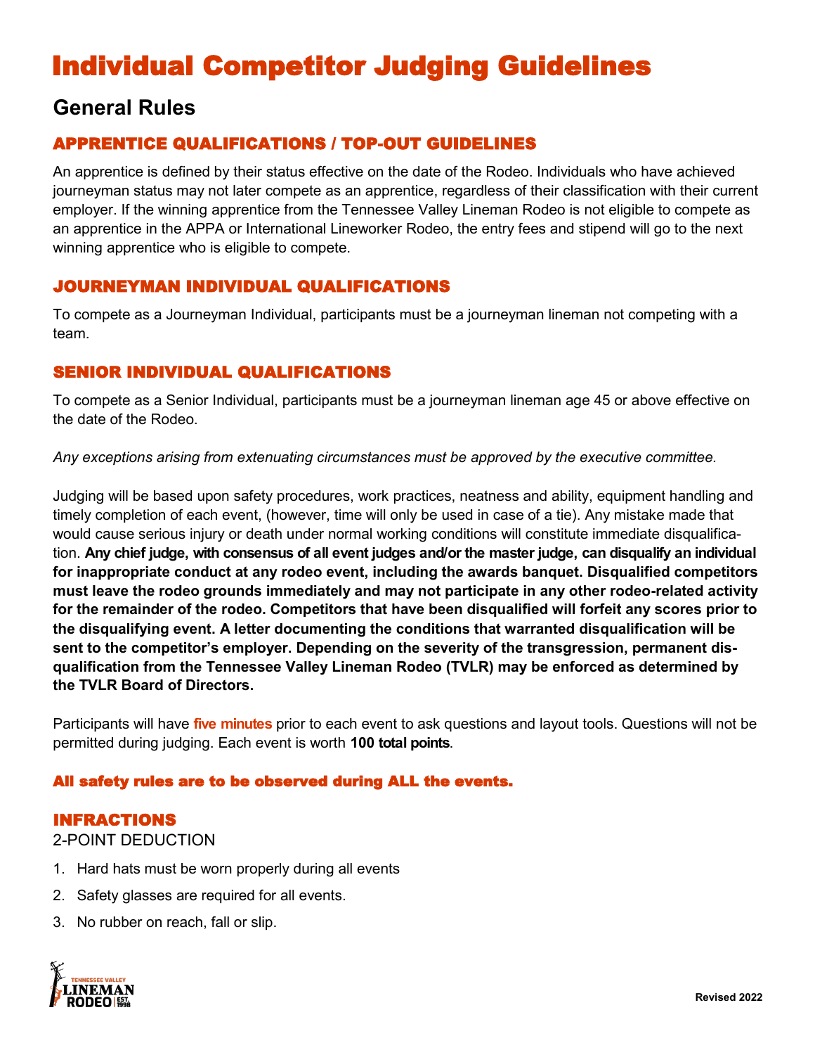# Individual Competitor Judging Guidelines

## General Rules

### APPRENTICE QUALIFICATIONS / TOP-OUT GUIDELINES

An apprentice is defined by their status effective on the date of the Rodeo. Individuals who have achieved journeyman status may not later compete as an apprentice, regardless of their classification with their current employer. If the winning apprentice from the Tennessee Valley Lineman Rodeo is not eligible to compete as an apprentice in the APPA or International Lineworker Rodeo, the entry fees and stipend will go to the next winning apprentice who is eligible to compete.

### JOURNEYMAN INDIVIDUAL QUALIFICATIONS

To compete as a Journeyman Individual, participants must be a journeyman lineman not competing with a team.

### SENIOR INDIVIDUAL QUALIFICATIONS

To compete as a Senior Individual, participants must be a journeyman lineman age 45 or above effective on the date of the Rodeo.

*Any exceptions arising from extenuating circumstances must be approved by the executive committee.*

Judging will be based upon safety procedures, work practices, neatness and ability, equipment handling and timely completion of each event, (however, time will only be used in case of a tie). Any mistake made that would cause serious injury or death under normal working conditions will constitute immediate disqualification. **Any chief judge, with consensus of all event judges and/or the master judge, can disqualify an individual for inappropriate conduct at any rodeo event, including the awards banquet. Disqualified competitors must leave the rodeo grounds immediately and may not participate in any other rodeo-related activity for the remainder of the rodeo. Competitors that have been disqualified will forfeit any scores prior to the disqualifying event. A letter documenting the conditions that warranted disqualification will be sent to the competitor's employer. Depending on the severity of the transgression, permanent disqualification from the Tennessee Valley Lineman Rodeo (TVLR) may be enforced as determined by the TVLR Board of Directors.**

Participants will have **five minutes** prior to each event to ask questions and layout tools. Questions will not be permitted during judging. Each event is worth **100 total points**.

**All safety rules are to be observed during ALL the events.**

### INFRACTIONS

2-POINT DEDUCTION

1. Hard hats must be worn properly during all events
2. Safety glasses are required for all events.
3. No rubber on reach, fall or slip.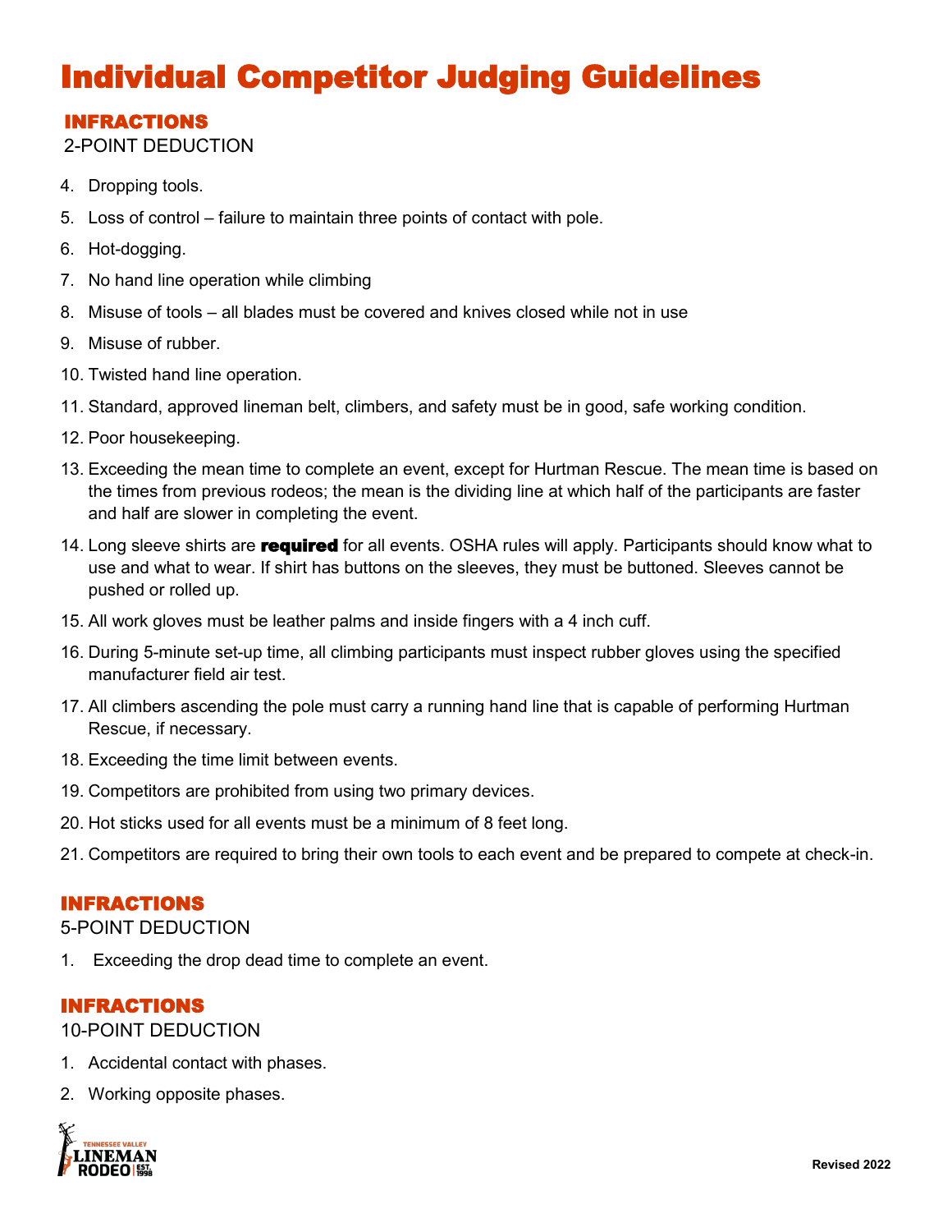# Individual Competitor Judging Guidelines

## INFRACTIONS

2-POINT DEDUCTION

4. Dropping tools.
5. Loss of control – failure to maintain three points of contact with pole.
6. Hot-dogging.
7. No hand line operation while climbing
8. Misuse of tools – all blades must be covered and knives closed while not in use
9. Misuse of rubber.
10. Twisted hand line operation.
11. Standard, approved lineman belt, climbers, and safety must be in good, safe working condition.
12. Poor housekeeping.
13. Exceeding the mean time to complete an event, except for Hurtman Rescue. The mean time is based on the times from previous rodeos; the mean is the dividing line at which half of the participants are faster and half are slower in completing the event.
14. Long sleeve shirts are **required** for all events. OSHA rules will apply. Participants should know what to use and what to wear. If shirt has buttons on the sleeves, they must be buttoned. Sleeves cannot be pushed or rolled up.
15. All work gloves must be leather palms and inside fingers with a 4 inch cuff.
16. During 5-minute set-up time, all climbing participants must inspect rubber gloves using the specified manufacturer field air test.
17. All climbers ascending the pole must carry a running hand line that is capable of performing Hurtman Rescue, if necessary.
18. Exceeding the time limit between events.
19. Competitors are prohibited from using two primary devices.
20. Hot sticks used for all events must be a minimum of 8 feet long.
21. Competitors are required to bring their own tools to each event and be prepared to compete at check-in.

## INFRACTIONS

5-POINT DEDUCTION

1. Exceeding the drop dead time to complete an event.

## INFRACTIONS

10-POINT DEDUCTION

1. Accidental contact with phases.
2. Working opposite phases.

Revised 2022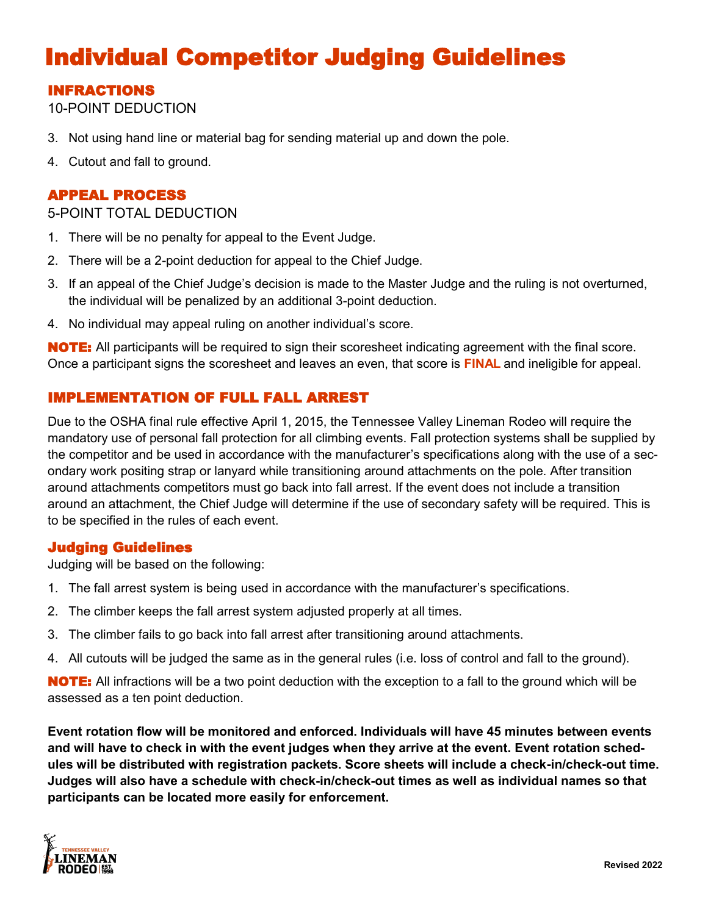# Individual Competitor Judging Guidelines

## INFRACTIONS

10-POINT DEDUCTION

3. Not using hand line or material bag for sending material up and down the pole.
4. Cutout and fall to ground.

## APPEAL PROCESS

5-POINT TOTAL DEDUCTION

1. There will be no penalty for appeal to the Event Judge.
2. There will be a 2-point deduction for appeal to the Chief Judge.
3. If an appeal of the Chief Judge's decision is made to the Master Judge and the ruling is not overturned, the individual will be penalized by an additional 3-point deduction.
4. No individual may appeal ruling on another individual's score.

**NOTE:** All participants will be required to sign their scoresheet indicating agreement with the final score. Once a participant signs the scoresheet and leaves an even, that score is **FINAL** and ineligible for appeal.

## IMPLEMENTATION OF FULL FALL ARREST

Due to the OSHA final rule effective April 1, 2015, the Tennessee Valley Lineman Rodeo will require the mandatory use of personal fall protection for all climbing events. Fall protection systems shall be supplied by the competitor and be used in accordance with the manufacturer's specifications along with the use of a secondary work positing strap or lanyard while transitioning around attachments on the pole. After transition around attachments competitors must go back into fall arrest. If the event does not include a transition around an attachment, the Chief Judge will determine if the use of secondary safety will be required. This is to be specified in the rules of each event.

### Judging Guidelines

Judging will be based on the following:

1. The fall arrest system is being used in accordance with the manufacturer's specifications.
2. The climber keeps the fall arrest system adjusted properly at all times.
3. The climber fails to go back into fall arrest after transitioning around attachments.
4. All cutouts will be judged the same as in the general rules (i.e. loss of control and fall to the ground).

**NOTE:** All infractions will be a two point deduction with the exception to a fall to the ground which will be assessed as a ten point deduction.

**Event rotation flow will be monitored and enforced. Individuals will have 45 minutes between events and will have to check in with the event judges when they arrive at the event. Event rotation schedules will be distributed with registration packets. Score sheets will include a check-in/check-out time. Judges will also have a schedule with check-in/check-out times as well as individual names so that participants can be located more easily for enforcement.**

TENNESSEE VALLEY LINEMAN RODEO EST. 1998

Revised 2022